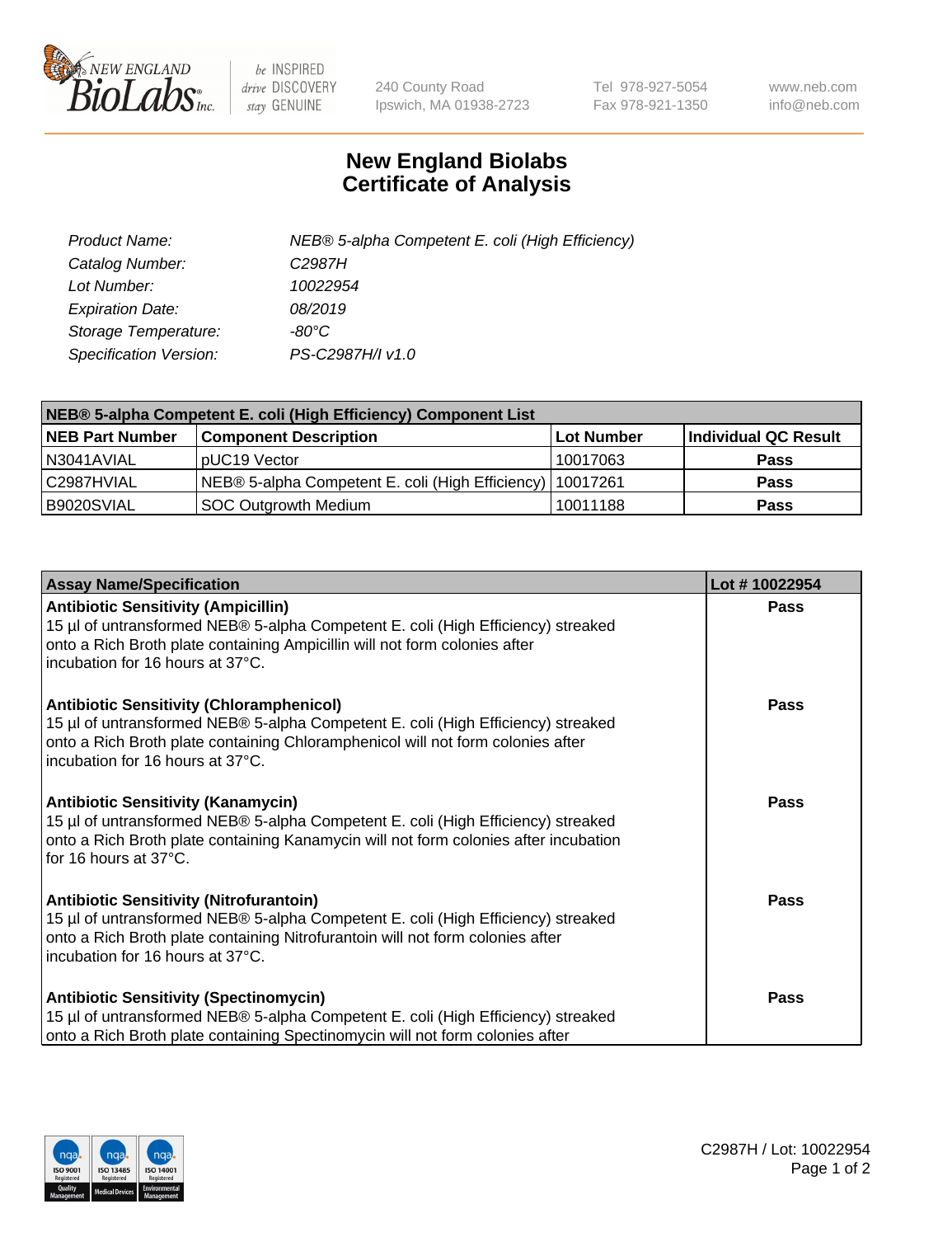New England BioLabs Inc. — be INSPIRED drive DISCOVERY stay GENUINE

240 County Road
Ipswich, MA 01938-2723

Tel 978-927-5054
Fax 978-921-1350

www.neb.com
info@neb.com

# New England Biolabs
# Certificate of Analysis

| | |
|---|---|
| *Product Name:* | *NEB® 5-alpha Competent E. coli (High Efficiency)* |
| *Catalog Number:* | *C2987H* |
| *Lot Number:* | *10022954* |
| *Expiration Date:* | *08/2019* |
| *Storage Temperature:* | *-80°C* |
| *Specification Version:* | *PS-C2987H/I v1.0* |

| NEB® 5-alpha Competent E. coli (High Efficiency) Component List | | | |
|---|---|---|---|
| **NEB Part Number** | **Component Description** | **Lot Number** | **Individual QC Result** |
| N3041AVIAL | pUC19 Vector | 10017063 | **Pass** |
| C2987HVIAL | NEB® 5-alpha Competent E. coli (High Efficiency) | 10017261 | **Pass** |
| B9020SVIAL | SOC Outgrowth Medium | 10011188 | **Pass** |

| Assay Name/Specification | Lot # 10022954 |
|---|---|
| **Antibiotic Sensitivity (Ampicillin)**<br>15 µl of untransformed NEB® 5-alpha Competent E. coli (High Efficiency) streaked onto a Rich Broth plate containing Ampicillin will not form colonies after incubation for 16 hours at 37°C. | **Pass** |
| **Antibiotic Sensitivity (Chloramphenicol)**<br>15 µl of untransformed NEB® 5-alpha Competent E. coli (High Efficiency) streaked onto a Rich Broth plate containing Chloramphenicol will not form colonies after incubation for 16 hours at 37°C. | **Pass** |
| **Antibiotic Sensitivity (Kanamycin)**<br>15 µl of untransformed NEB® 5-alpha Competent E. coli (High Efficiency) streaked onto a Rich Broth plate containing Kanamycin will not form colonies after incubation for 16 hours at 37°C. | **Pass** |
| **Antibiotic Sensitivity (Nitrofurantoin)**<br>15 µl of untransformed NEB® 5-alpha Competent E. coli (High Efficiency) streaked onto a Rich Broth plate containing Nitrofurantoin will not form colonies after incubation for 16 hours at 37°C. | **Pass** |
| **Antibiotic Sensitivity (Spectinomycin)**<br>15 µl of untransformed NEB® 5-alpha Competent E. coli (High Efficiency) streaked onto a Rich Broth plate containing Spectinomycin will not form colonies after | **Pass** |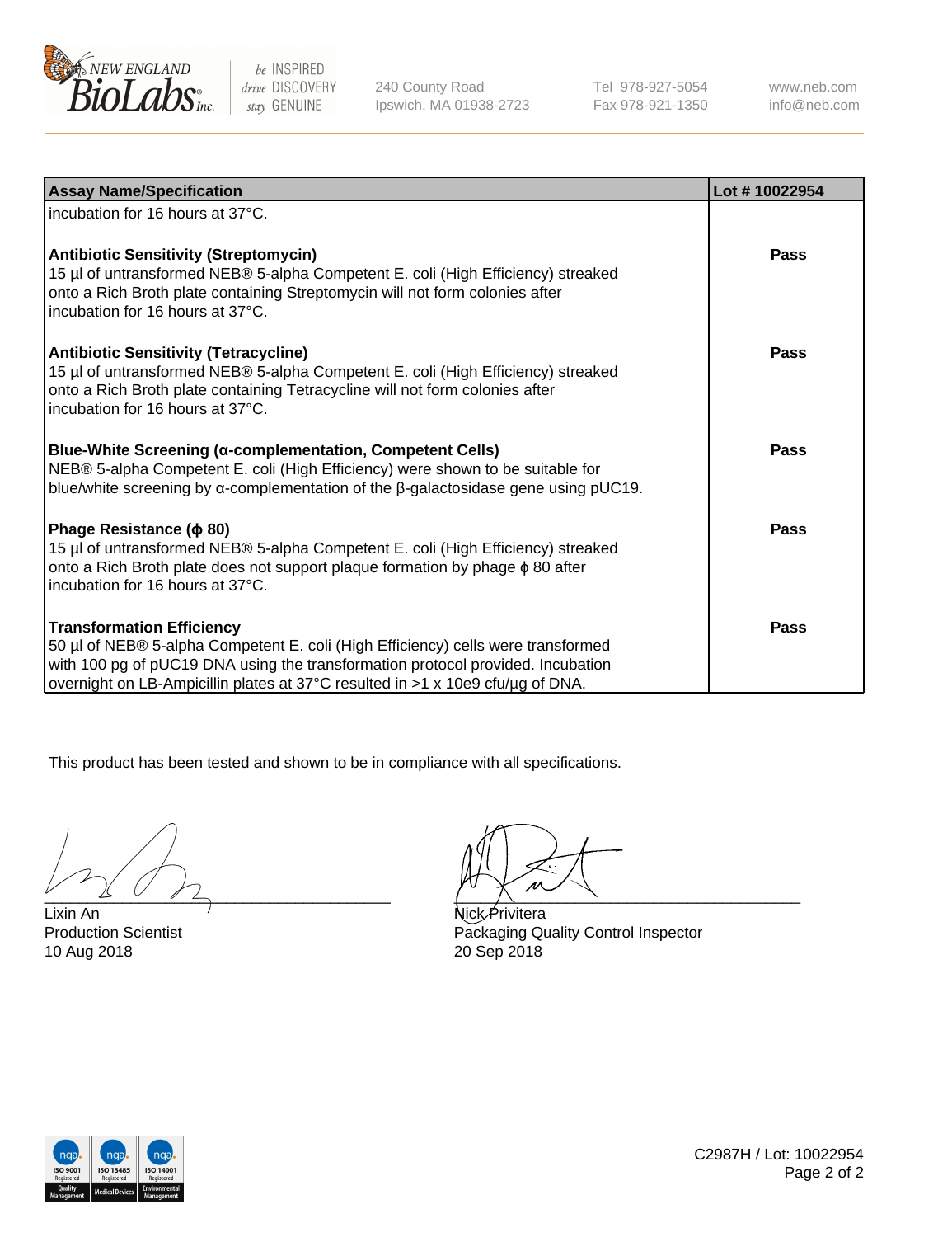| Assay Name/Specification | Lot # 10022954 |
|---|---|
| incubation for 16 hours at 37°C. | |
| **Antibiotic Sensitivity (Streptomycin)**<br>15 µl of untransformed NEB® 5-alpha Competent E. coli (High Efficiency) streaked onto a Rich Broth plate containing Streptomycin will not form colonies after incubation for 16 hours at 37°C. | Pass |
| **Antibiotic Sensitivity (Tetracycline)**<br>15 µl of untransformed NEB® 5-alpha Competent E. coli (High Efficiency) streaked onto a Rich Broth plate containing Tetracycline will not form colonies after incubation for 16 hours at 37°C. | Pass |
| **Blue-White Screening (α-complementation, Competent Cells)**<br>NEB® 5-alpha Competent E. coli (High Efficiency) were shown to be suitable for blue/white screening by α-complementation of the β-galactosidase gene using pUC19. | Pass |
| **Phage Resistance (ϕ 80)**<br>15 µl of untransformed NEB® 5-alpha Competent E. coli (High Efficiency) streaked onto a Rich Broth plate does not support plaque formation by phage ϕ 80 after incubation for 16 hours at 37°C. | Pass |
| **Transformation Efficiency**<br>50 µl of NEB® 5-alpha Competent E. coli (High Efficiency) cells were transformed with 100 pg of pUC19 DNA using the transformation protocol provided. Incubation overnight on LB-Ampicillin plates at 37°C resulted in >1 x 10e9 cfu/µg of DNA. | Pass |

This product has been tested and shown to be in compliance with all specifications.

Lixin An
Production Scientist
10 Aug 2018

Nick Privitera
Packaging Quality Control Inspector
20 Sep 2018

C2987H / Lot: 10022954